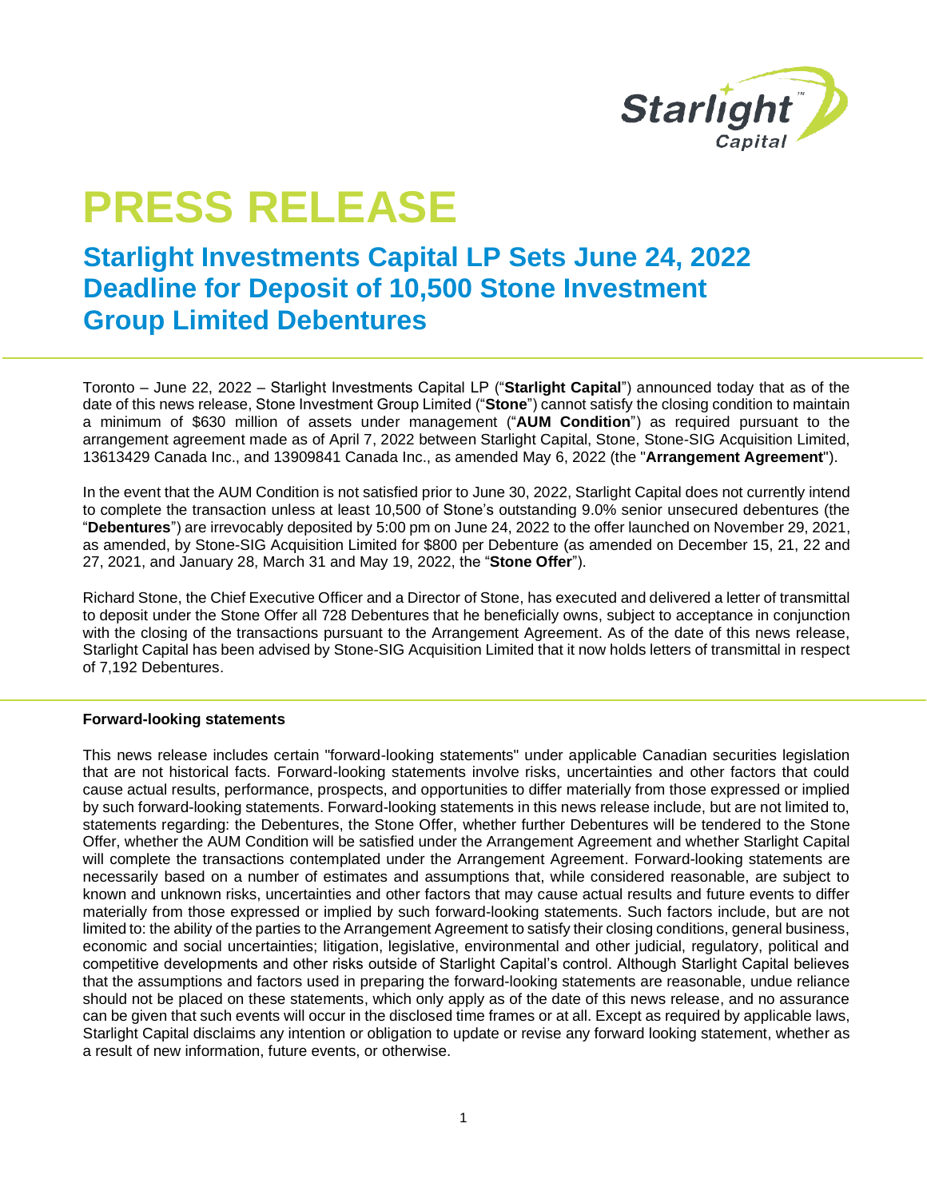# PRESS RELEASE

## Starlight Investments Capital LP Sets June 24, 2022 Deadline for Deposit of 10,500 Stone Investment Group Limited Debentures

Toronto – June 22, 2022 – Starlight Investments Capital LP ("**Starlight Capital**") announced today that as of the date of this news release, Stone Investment Group Limited ("**Stone**") cannot satisfy the closing condition to maintain a minimum of $630 million of assets under management ("**AUM Condition**") as required pursuant to the arrangement agreement made as of April 7, 2022 between Starlight Capital, Stone, Stone-SIG Acquisition Limited, 13613429 Canada Inc., and 13909841 Canada Inc., as amended May 6, 2022 (the "**Arrangement Agreement**").

In the event that the AUM Condition is not satisfied prior to June 30, 2022, Starlight Capital does not currently intend to complete the transaction unless at least 10,500 of Stone's outstanding 9.0% senior unsecured debentures (the "**Debentures**") are irrevocably deposited by 5:00 pm on June 24, 2022 to the offer launched on November 29, 2021, as amended, by Stone-SIG Acquisition Limited for $800 per Debenture (as amended on December 15, 21, 22 and 27, 2021, and January 28, March 31 and May 19, 2022, the "**Stone Offer**").

Richard Stone, the Chief Executive Officer and a Director of Stone, has executed and delivered a letter of transmittal to deposit under the Stone Offer all 728 Debentures that he beneficially owns, subject to acceptance in conjunction with the closing of the transactions pursuant to the Arrangement Agreement. As of the date of this news release, Starlight Capital has been advised by Stone-SIG Acquisition Limited that it now holds letters of transmittal in respect of 7,192 Debentures.

**Forward-looking statements**

This news release includes certain "forward-looking statements" under applicable Canadian securities legislation that are not historical facts. Forward-looking statements involve risks, uncertainties and other factors that could cause actual results, performance, prospects, and opportunities to differ materially from those expressed or implied by such forward-looking statements. Forward-looking statements in this news release include, but are not limited to, statements regarding: the Debentures, the Stone Offer, whether further Debentures will be tendered to the Stone Offer, whether the AUM Condition will be satisfied under the Arrangement Agreement and whether Starlight Capital will complete the transactions contemplated under the Arrangement Agreement. Forward-looking statements are necessarily based on a number of estimates and assumptions that, while considered reasonable, are subject to known and unknown risks, uncertainties and other factors that may cause actual results and future events to differ materially from those expressed or implied by such forward-looking statements. Such factors include, but are not limited to: the ability of the parties to the Arrangement Agreement to satisfy their closing conditions, general business, economic and social uncertainties; litigation, legislative, environmental and other judicial, regulatory, political and competitive developments and other risks outside of Starlight Capital's control. Although Starlight Capital believes that the assumptions and factors used in preparing the forward-looking statements are reasonable, undue reliance should not be placed on these statements, which only apply as of the date of this news release, and no assurance can be given that such events will occur in the disclosed time frames or at all. Except as required by applicable laws, Starlight Capital disclaims any intention or obligation to update or revise any forward looking statement, whether as a result of new information, future events, or otherwise.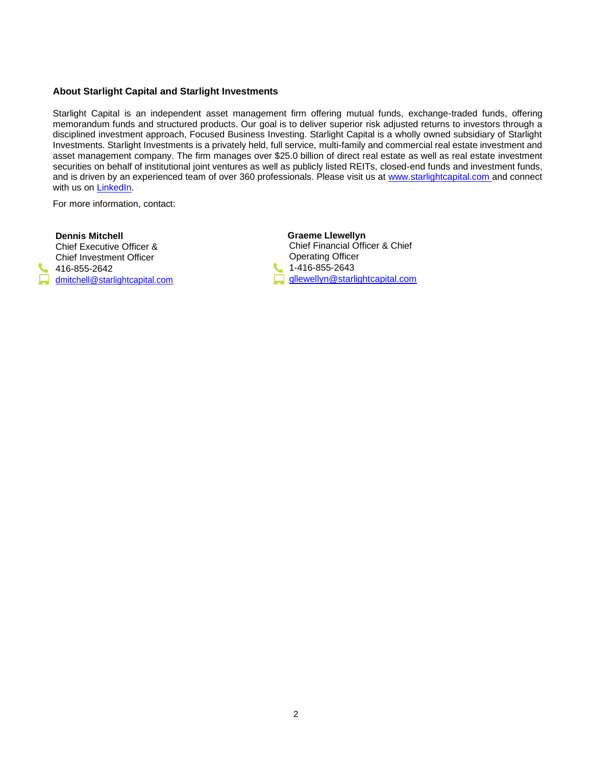**About Starlight Capital and Starlight Investments**

Starlight Capital is an independent asset management firm offering mutual funds, exchange-traded funds, offering memorandum funds and structured products. Our goal is to deliver superior risk adjusted returns to investors through a disciplined investment approach, Focused Business Investing. Starlight Capital is a wholly owned subsidiary of Starlight Investments. Starlight Investments is a privately held, full service, multi-family and commercial real estate investment and asset management company. The firm manages over $25.0 billion of direct real estate as well as real estate investment securities on behalf of institutional joint ventures as well as publicly listed REITs, closed-end funds and investment funds, and is driven by an experienced team of over 360 professionals. Please visit us at www.starlightcapital.com and connect with us on LinkedIn.

For more information, contact:

**Dennis Mitchell**
Chief Executive Officer &
Chief Investment Officer
416-855-2642
dmitchell@starlightcapital.com

**Graeme Llewellyn**
Chief Financial Officer & Chief
Operating Officer
1-416-855-2643
gllewellyn@starlightcapital.com